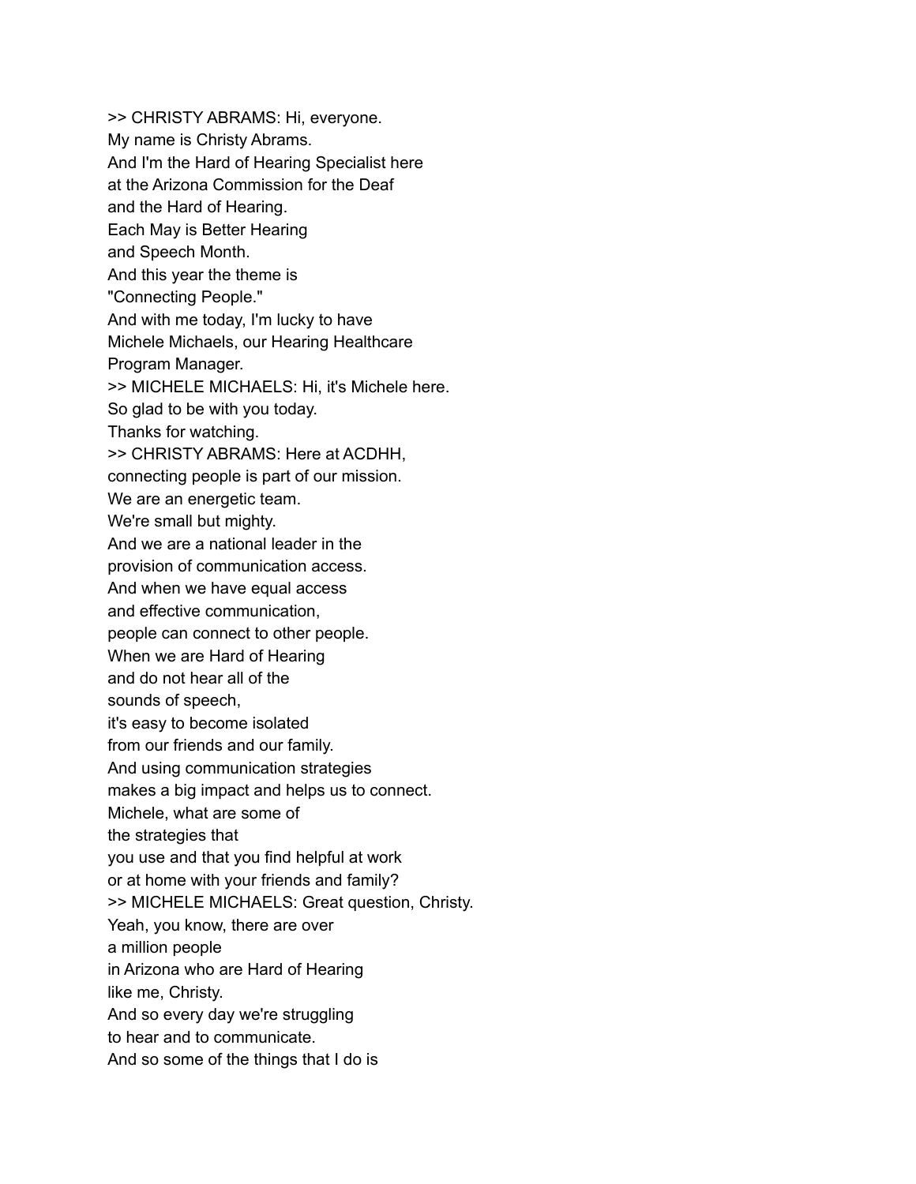>> CHRISTY ABRAMS: Hi, everyone.
My name is Christy Abrams.
And I'm the Hard of Hearing Specialist here
at the Arizona Commission for the Deaf
and the Hard of Hearing.
Each May is Better Hearing
and Speech Month.
And this year the theme is
"Connecting People."
And with me today, I'm lucky to have
Michele Michaels, our Hearing Healthcare
Program Manager.
>> MICHELE MICHAELS: Hi, it's Michele here.
So glad to be with you today.
Thanks for watching.
>> CHRISTY ABRAMS: Here at ACDHH,
connecting people is part of our mission.
We are an energetic team.
We're small but mighty.
And we are a national leader in the
provision of communication access.
And when we have equal access
and effective communication,
people can connect to other people.
When we are Hard of Hearing
and do not hear all of the
sounds of speech,
it's easy to become isolated
from our friends and our family.
And using communication strategies
makes a big impact and helps us to connect.
Michele, what are some of
the strategies that
you use and that you find helpful at work
or at home with your friends and family?
>> MICHELE MICHAELS: Great question, Christy.
Yeah, you know, there are over
a million people
in Arizona who are Hard of Hearing
like me, Christy.
And so every day we're struggling
to hear and to communicate.
And so some of the things that I do is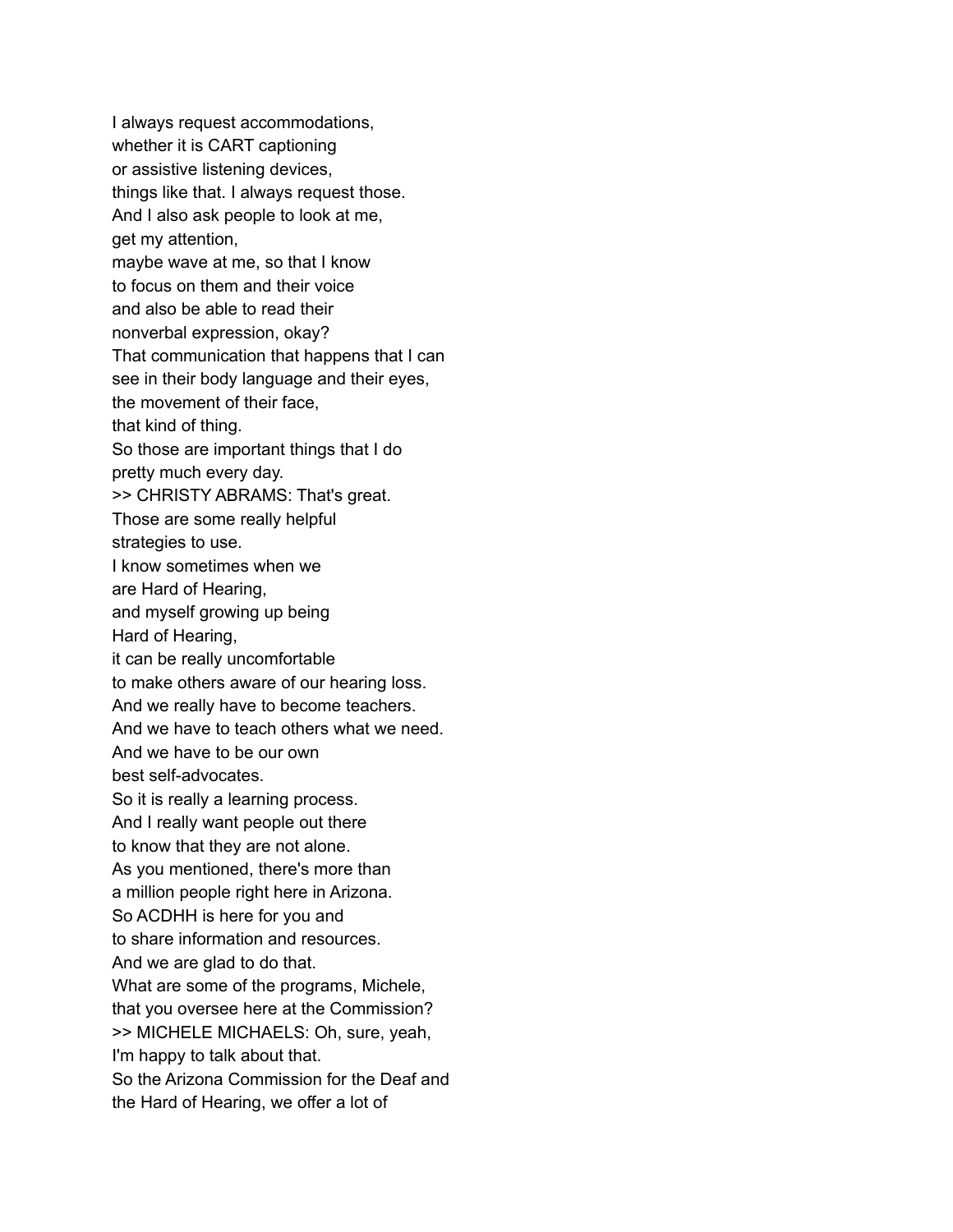I always request accommodations,
whether it is CART captioning
or assistive listening devices,
things like that. I always request those.
And I also ask people to look at me,
get my attention,
maybe wave at me, so that I know
to focus on them and their voice
and also be able to read their
nonverbal expression, okay?
That communication that happens that I can
see in their body language and their eyes,
the movement of their face,
that kind of thing.
So those are important things that I do
pretty much every day.
>> CHRISTY ABRAMS: That's great.
Those are some really helpful
strategies to use.
I know sometimes when we
are Hard of Hearing,
and myself growing up being
Hard of Hearing,
it can be really uncomfortable
to make others aware of our hearing loss.
And we really have to become teachers.
And we have to teach others what we need.
And we have to be our own
best self-advocates.
So it is really a learning process.
And I really want people out there
to know that they are not alone.
As you mentioned, there's more than
a million people right here in Arizona.
So ACDHH is here for you and
to share information and resources.
And we are glad to do that.
What are some of the programs, Michele,
that you oversee here at the Commission?
>> MICHELE MICHAELS: Oh, sure, yeah,
I'm happy to talk about that.
So the Arizona Commission for the Deaf and
the Hard of Hearing, we offer a lot of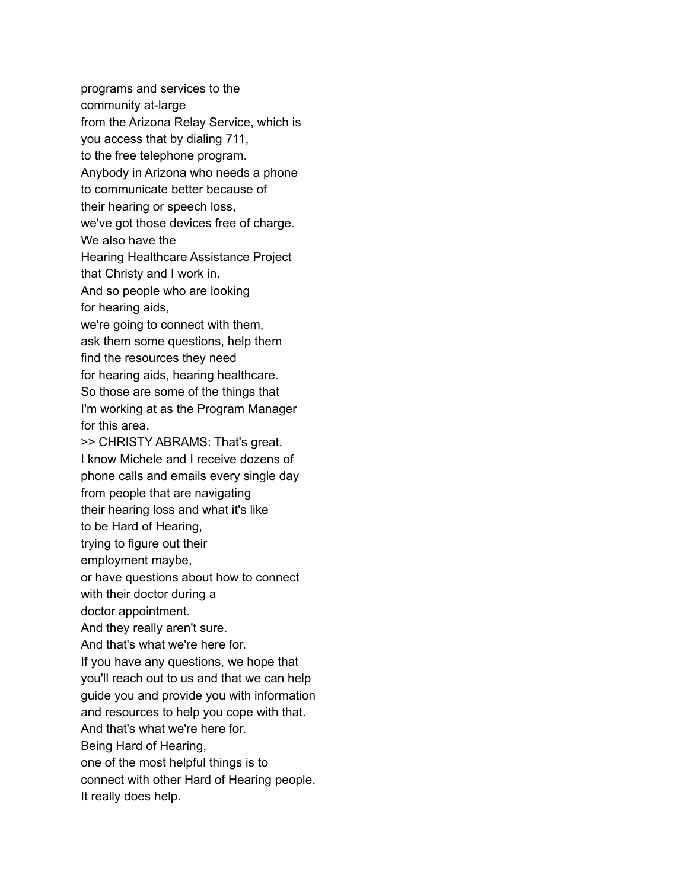programs and services to the
community at-large
from the Arizona Relay Service, which is
you access that by dialing 711,
to the free telephone program.
Anybody in Arizona who needs a phone
to communicate better because of
their hearing or speech loss,
we've got those devices free of charge.
We also have the
Hearing Healthcare Assistance Project
that Christy and I work in.
And so people who are looking
for hearing aids,
we're going to connect with them,
ask them some questions, help them
find the resources they need
for hearing aids, hearing healthcare.
So those are some of the things that
I'm working at as the Program Manager
for this area.
>> CHRISTY ABRAMS: That's great.
I know Michele and I receive dozens of
phone calls and emails every single day
from people that are navigating
their hearing loss and what it's like
to be Hard of Hearing,
trying to figure out their
employment maybe,
or have questions about how to connect
with their doctor during a
doctor appointment.
And they really aren't sure.
And that's what we're here for.
If you have any questions, we hope that
you'll reach out to us and that we can help
guide you and provide you with information
and resources to help you cope with that.
And that's what we're here for.
Being Hard of Hearing,
one of the most helpful things is to
connect with other Hard of Hearing people.
It really does help.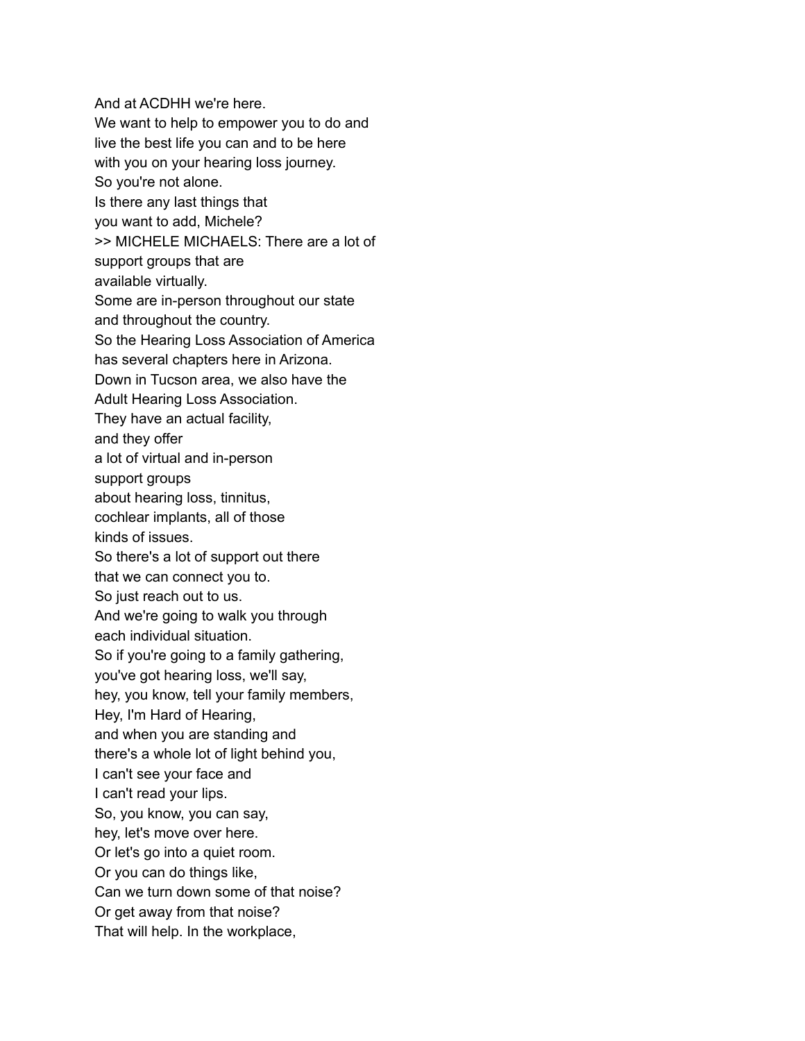And at ACDHH we're here.
We want to help to empower you to do and
live the best life you can and to be here
with you on your hearing loss journey.
So you're not alone.
Is there any last things that
you want to add, Michele?
>> MICHELE MICHAELS: There are a lot of
support groups that are
available virtually.
Some are in-person throughout our state
and throughout the country.
So the Hearing Loss Association of America
has several chapters here in Arizona.
Down in Tucson area, we also have the
Adult Hearing Loss Association.
They have an actual facility,
and they offer
a lot of virtual and in-person
support groups
about hearing loss, tinnitus,
cochlear implants, all of those
kinds of issues.
So there's a lot of support out there
that we can connect you to.
So just reach out to us.
And we're going to walk you through
each individual situation.
So if you're going to a family gathering,
you've got hearing loss, we'll say,
hey, you know, tell your family members,
Hey, I'm Hard of Hearing,
and when you are standing and
there's a whole lot of light behind you,
I can't see your face and
I can't read your lips.
So, you know, you can say,
hey, let's move over here.
Or let's go into a quiet room.
Or you can do things like,
Can we turn down some of that noise?
Or get away from that noise?
That will help. In the workplace,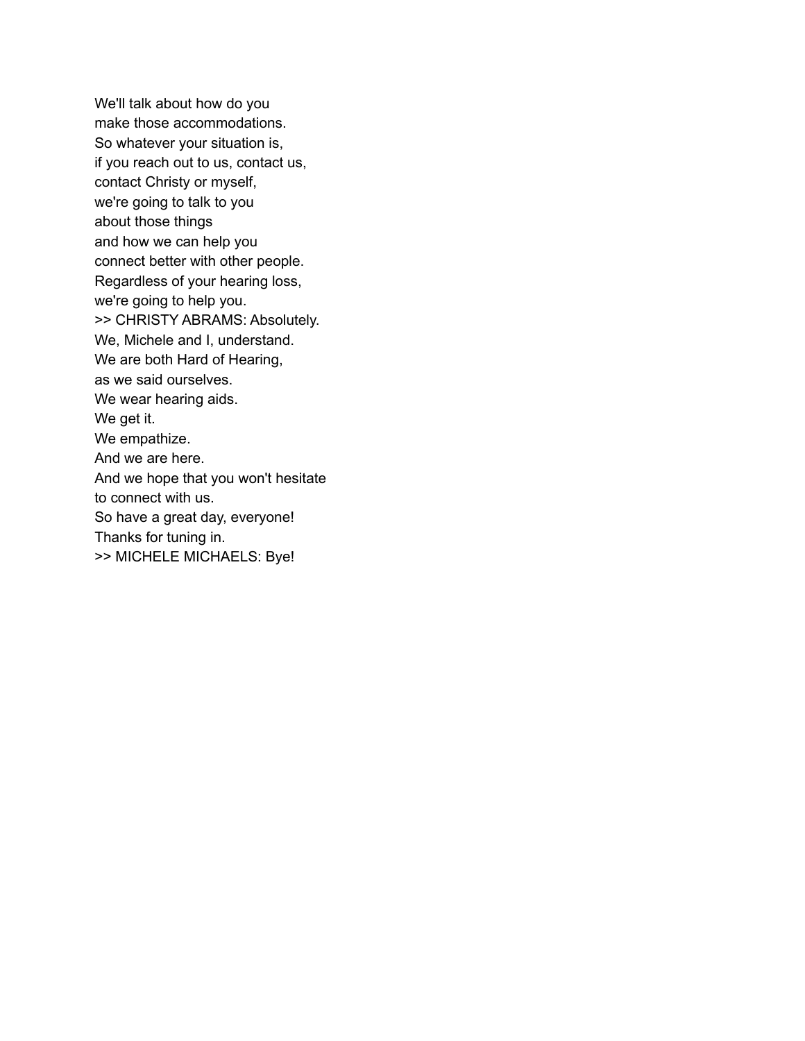We'll talk about how do you
make those accommodations.
So whatever your situation is,
if you reach out to us, contact us,
contact Christy or myself,
we're going to talk to you
about those things
and how we can help you
connect better with other people.
Regardless of your hearing loss,
we're going to help you.
>> CHRISTY ABRAMS: Absolutely.
We, Michele and I, understand.
We are both Hard of Hearing,
as we said ourselves.
We wear hearing aids.
We get it.
We empathize.
And we are here.
And we hope that you won't hesitate
to connect with us.
So have a great day, everyone!
Thanks for tuning in.
>> MICHELE MICHAELS: Bye!